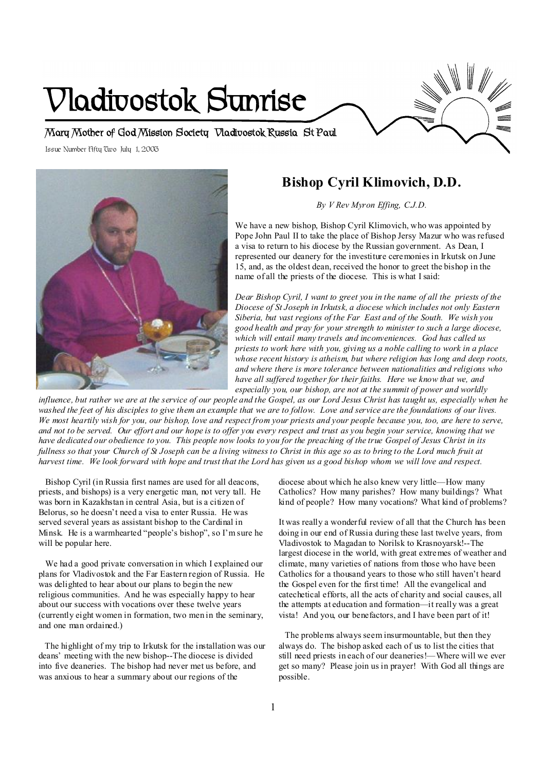# Vladivostok Sunrise

Mary Mother of God Mission Society Vladivostok Russia St Paul

Issue Number Fifty Two July 1, 2003

## Bishop Cyril Klimovich, D.D.

*By V Rev Myron Effing, C.J.D.*

We have a new bishop, Bishop Cyril Klimovich, who was appointed by Pope John Paul II to take the place of Bishop Jersy Mazur who was refused a visa to return to his diocese by the Russian government. As Dean, I represented our deanery for the investiture ceremonies in Irkutsk on June 15, and, as the oldest dean, received the honor to greet the bishop in the name of all the priests of the diocese. This is what I said:

*Dear Bishop Cyril, I want to greet you in the name of all the priests of the Diocese of St Joseph in Irkutsk, a diocese which includes not only Eastern Siberia, but vast regions of the Far East and of the South. We wish you good health and pray for your strength to minister to such a large diocese, which will entail many travels and inconveniences. God has called us priests to work here with you, giving us a noble calling to work in a place whose recent history is atheism, but where religion has long and deep roots, and where there is more tolerance between nationalities and religions who have all suffered together for their faiths. Here we know that we, and especially you, our bishop, are not at the summit of power and worldly influence, but rather we are at the service of our people and the Gospel, as our Lord Jesus Christ has taught us, especially when he washed the feet of his disciples to give them an example that we are to follow. Love and service are the foundations of our lives. We most heartily wish for you, our bishop, love and respect from your priests and your people because you, too, are here to serve, and not to be served. Our effort and our hope is to offer you every respect and trust as you begin your service, knowing that we have dedicated our obedience to you. This people now looks to you for the preaching of the true Gospel of Jesus Christ in its fullness so that your Church of St Joseph can be a living witness to Christ in this age so as to bring to the Lord much fruit at harvest time. We look forward with hope and trust that the Lord has given us a good bishop whom we will love and respect.*

Bishop Cyril (in Russia first names are used for all deacons, priests, and bishops) is a very energetic man, not very tall. He was born in Kazakhstan in central Asia, but is a citizen of Belorus, so he doesn't need a visa to enter Russia. He was served several years as assistant bishop to the Cardinal in Minsk. He is a warmhearted "people's bishop", so I'm sure he will be popular here.

We had a good private conversation in which I explained our plans for Vladivostok and the Far Eastern region of Russia. He was delighted to hear about our plans to begin the new religious communities. And he was especially happy to hear about our success with vocations over these twelve years (currently eight women in formation, two men in the seminary, and one man ordained.)

The highlight of my trip to Irkutsk for the installation was our deans' meeting with the new bishop--The diocese is divided into five deaneries. The bishop had never met us before, and was anxious to hear a summary about our regions of the diocese about which he also knew very little—How many Catholics? How many parishes? How many buildings? What kind of people? How many vocations? What kind of problems?

It was really a wonderful review of all that the Church has been doing in our end of Russia during these last twelve years, from Vladivostok to Magadan to Norilsk to Krasnoyarsk!--The largest diocese in the world, with great extremes of weather and climate, many varieties of nations from those who have been Catholics for a thousand years to those who still haven't heard the Gospel even for the first time! All the evangelical and catechetical efforts, all the acts of charity and social causes, all the attempts at education and formation—it really was a great vista! And you, our benefactors, and I have been part of it!

The problems always seem insurmountable, but then they always do. The bishop asked each of us to list the cities that still need priests in each of our deaneries!—Where will we ever get so many? Please join us in prayer! With God all things are possible.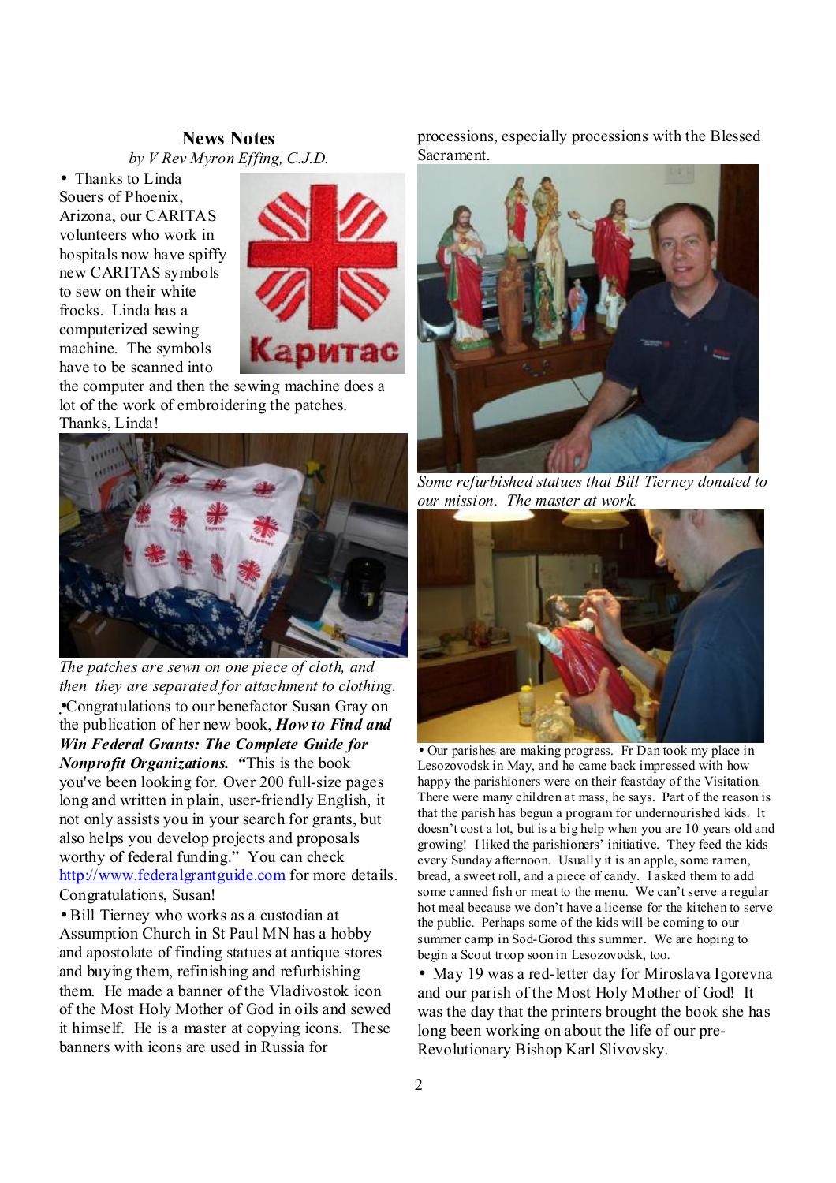## News Notes

*by V Rev Myron Effing, C.J.D.*

• Thanks to Linda Souers of Phoenix, Arizona, our CARITAS volunteers who work in hospitals now have spiffy new CARITAS symbols to sew on their white frocks. Linda has a computerized sewing machine. The symbols have to be scanned into the computer and then the sewing machine does a lot of the work of embroidering the patches. Thanks, Linda!

*The patches are sewn on one piece of cloth, and then they are separated for attachment to clothing.*

•Congratulations to our benefactor Susan Gray on the publication of her new book, ***How to Find and Win Federal Grants: The Complete Guide for Nonprofit Organizations.*** "This is the book you've been looking for. Over 200 full-size pages long and written in plain, user-friendly English, it not only assists you in your search for grants, but also helps you develop projects and proposals worthy of federal funding." You can check http://www.federalgrantguide.com for more details. Congratulations, Susan!

• Bill Tierney who works as a custodian at Assumption Church in St Paul MN has a hobby and apostolate of finding statues at antique stores and buying them, refinishing and refurbishing them. He made a banner of the Vladivostok icon of the Most Holy Mother of God in oils and sewed it himself. He is a master at copying icons. These banners with icons are used in Russia for processions, especially processions with the Blessed Sacrament.

*Some refurbished statues that Bill Tierney donated to our mission. The master at work.*

• Our parishes are making progress. Fr Dan took my place in Lesozovodsk in May, and he came back impressed with how happy the parishioners were on their feastday of the Visitation. There were many children at mass, he says. Part of the reason is that the parish has begun a program for undernourished kids. It doesn't cost a lot, but is a big help when you are 10 years old and growing! I liked the parishioners' initiative. They feed the kids every Sunday afternoon. Usually it is an apple, some ramen, bread, a sweet roll, and a piece of candy. I asked them to add some canned fish or meat to the menu. We can't serve a regular hot meal because we don't have a license for the kitchen to serve the public. Perhaps some of the kids will be coming to our summer camp in Sod-Gorod this summer. We are hoping to begin a Scout troop soon in Lesozovodsk, too.

• May 19 was a red-letter day for Miroslava Igorevna and our parish of the Most Holy Mother of God! It was the day that the printers brought the book she has long been working on about the life of our pre-Revolutionary Bishop Karl Slivovsky.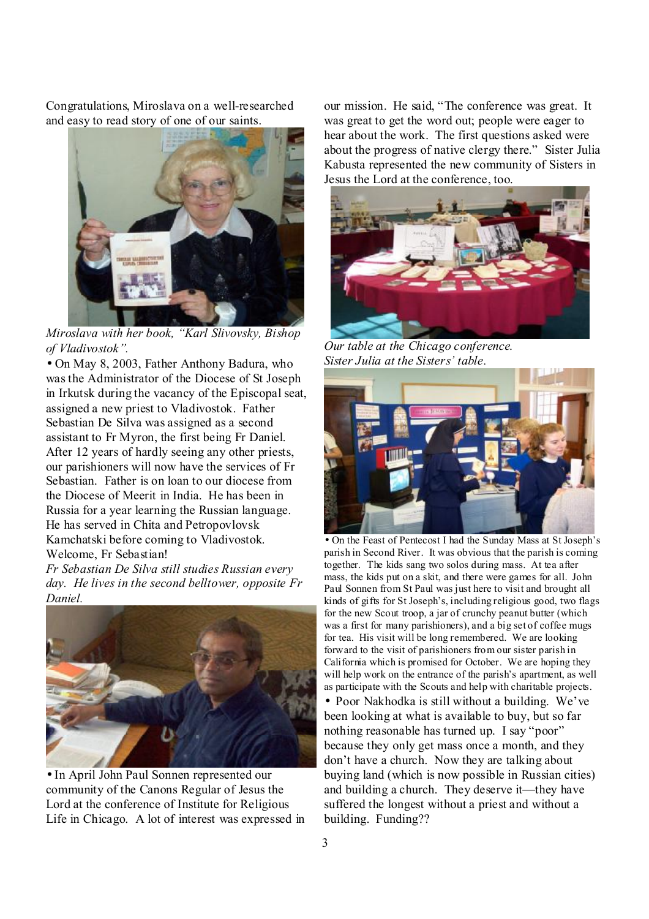Congratulations, Miroslava on a well-researched and easy to read story of one of our saints.

*Miroslava with her book, "Karl Slivovsky, Bishop of Vladivostok".*

• On May 8, 2003, Father Anthony Badura, who was the Administrator of the Diocese of St Joseph in Irkutsk during the vacancy of the Episcopal seat, assigned a new priest to Vladivostok. Father Sebastian De Silva was assigned as a second assistant to Fr Myron, the first being Fr Daniel. After 12 years of hardly seeing any other priests, our parishioners will now have the services of Fr Sebastian. Father is on loan to our diocese from the Diocese of Meerit in India. He has been in Russia for a year learning the Russian language. He has served in Chita and Petropovlovsk Kamchatski before coming to Vladivostok. Welcome, Fr Sebastian!

*Fr Sebastian De Silva still studies Russian every day. He lives in the second belltower, opposite Fr Daniel.*

• In April John Paul Sonnen represented our community of the Canons Regular of Jesus the Lord at the conference of Institute for Religious Life in Chicago. A lot of interest was expressed in our mission. He said, "The conference was great. It was great to get the word out; people were eager to hear about the work. The first questions asked were about the progress of native clergy there." Sister Julia Kabusta represented the new community of Sisters in Jesus the Lord at the conference, too.

*Our table at the Chicago conference.*
*Sister Julia at the Sisters' table.*

• On the Feast of Pentecost I had the Sunday Mass at St Joseph's parish in Second River. It was obvious that the parish is coming together. The kids sang two solos during mass. At tea after mass, the kids put on a skit, and there were games for all. John Paul Sonnen from St Paul was just here to visit and brought all kinds of gifts for St Joseph's, including religious good, two flags for the new Scout troop, a jar of crunchy peanut butter (which was a first for many parishioners), and a big set of coffee mugs for tea. His visit will be long remembered. We are looking forward to the visit of parishioners from our sister parish in California which is promised for October. We are hoping they will help work on the entrance of the parish's apartment, as well as participate with the Scouts and help with charitable projects.

• Poor Nakhodka is still without a building. We've been looking at what is available to buy, but so far nothing reasonable has turned up. I say "poor" because they only get mass once a month, and they don't have a church. Now they are talking about buying land (which is now possible in Russian cities) and building a church. They deserve it—they have suffered the longest without a priest and without a building. Funding??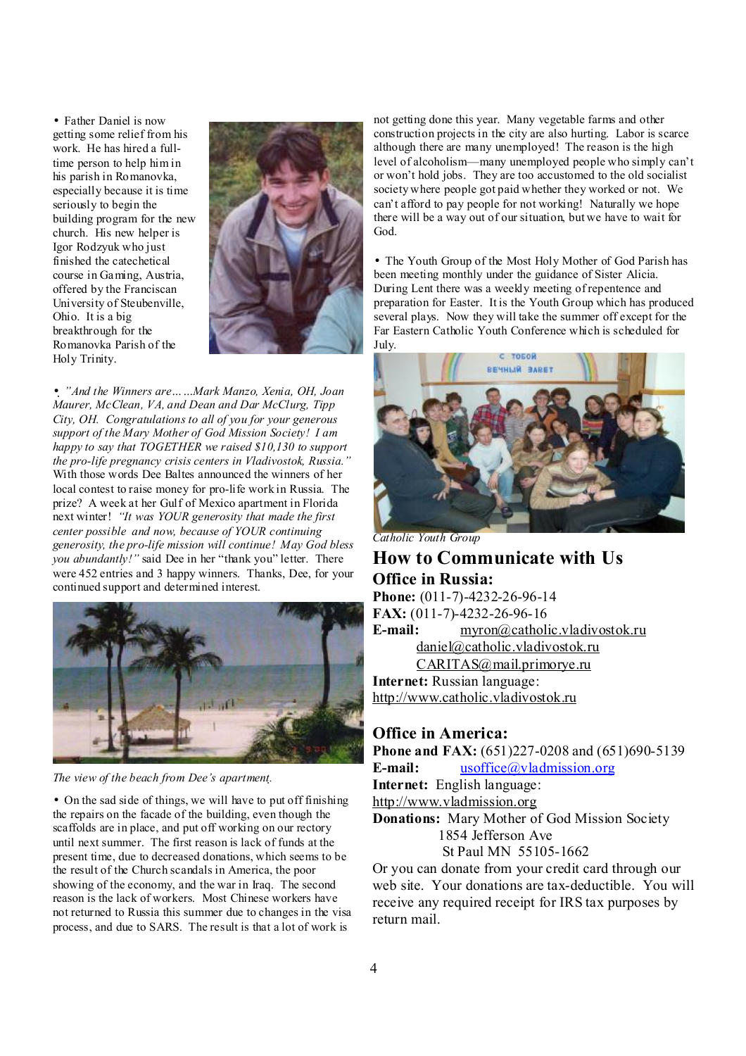• Father Daniel is now getting some relief from his work. He has hired a full-time person to help him in his parish in Romanovka, especially because it is time seriously to begin the building program for the new church. His new helper is Igor Rodzyuk who just finished the catechetical course in Gaming, Austria, offered by the Franciscan University of Steubenville, Ohio. It is a big breakthrough for the Romanovka Parish of the Holy Trinity.

• *"And the Winners are……Mark Manzo, Xenia, OH, Joan Maurer, McClean, VA, and Dean and Dar McClurg, Tipp City, OH. Congratulations to all of you for your generous support of the Mary Mother of God Mission Society! I am happy to say that TOGETHER we raised $10,130 to support the pro-life pregnancy crisis centers in Vladivostok, Russia."* With those words Dee Baltes announced the winners of her local contest to raise money for pro-life work in Russia. The prize? A week at her Gulf of Mexico apartment in Florida next winter! *"It was YOUR generosity that made the first center possible and now, because of YOUR continuing generosity, the pro-life mission will continue! May God bless you abundantly!"* said Dee in her "thank you" letter. There were 452 entries and 3 happy winners. Thanks, Dee, for your continued support and determined interest.

*The view of the beach from Dee's apartment.*

• On the sad side of things, we will have to put off finishing the repairs on the facade of the building, even though the scaffolds are in place, and put off working on our rectory until next summer. The first reason is lack of funds at the present time, due to decreased donations, which seems to be the result of the Church scandals in America, the poor showing of the economy, and the war in Iraq. The second reason is the lack of workers. Most Chinese workers have not returned to Russia this summer due to changes in the visa process, and due to SARS. The result is that a lot of work is not getting done this year. Many vegetable farms and other construction projects in the city are also hurting. Labor is scarce although there are many unemployed! The reason is the high level of alcoholism—many unemployed people who simply can't or won't hold jobs. They are too accustomed to the old socialist society where people got paid whether they worked or not. We can't afford to pay people for not working! Naturally we hope there will be a way out of our situation, but we have to wait for God.

• The Youth Group of the Most Holy Mother of God Parish has been meeting monthly under the guidance of Sister Alicia. During Lent there was a weekly meeting of repentence and preparation for Easter. It is the Youth Group which has produced several plays. Now they will take the summer off except for the Far Eastern Catholic Youth Conference which is scheduled for July.

*Catholic Youth Group*

## How to Communicate with Us

### Office in Russia:

**Phone:** (011-7)-4232-26-96-14
**FAX:** (011-7)-4232-26-96-16
**E-mail:** myron@catholic.vladivostok.ru
daniel@catholic.vladivostok.ru
CARITAS@mail.primorye.ru
**Internet:** Russian language:
http://www.catholic.vladivostok.ru

### Office in America:

**Phone and FAX:** (651)227-0208 and (651)690-5139
**E-mail:** usoffice@vladmission.org
**Internet:** English language:
http://www.vladmission.org
**Donations:** Mary Mother of God Mission Society
1854 Jefferson Ave
St Paul MN 55105-1662

Or you can donate from your credit card through our web site. Your donations are tax-deductible. You will receive any required receipt for IRS tax purposes by return mail.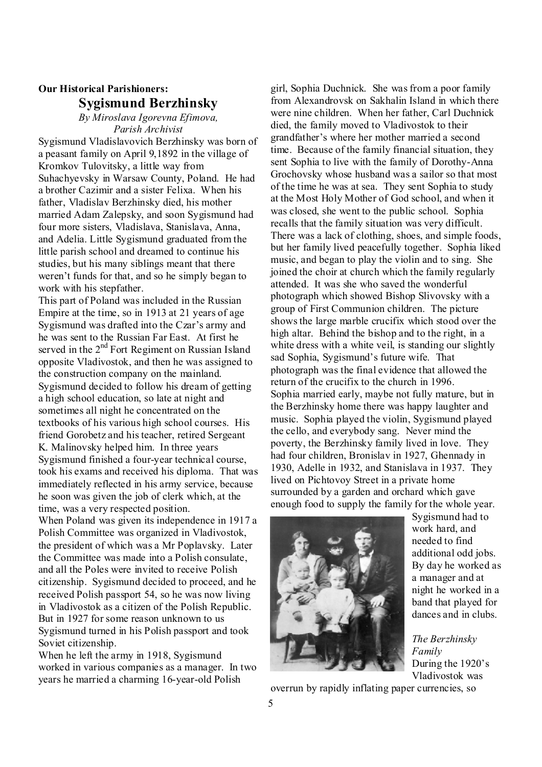**Our Historical Parishioners:**

## Sygismund Berzhinsky

*By Miroslava Igorevna Efimova, Parish Archivist*

Sygismund Vladislavovich Berzhinsky was born of a peasant family on April 9,1892 in the village of Kromkov Tulovitsky, a little way from Suhachyevsky in Warsaw County, Poland. He had a brother Cazimir and a sister Felixa. When his father, Vladislav Berzhinsky died, his mother married Adam Zalepsky, and soon Sygismund had four more sisters, Vladislava, Stanislava, Anna, and Adelia. Little Sygismund graduated from the little parish school and dreamed to continue his studies, but his many siblings meant that there weren't funds for that, and so he simply began to work with his stepfather.

This part of Poland was included in the Russian Empire at the time, so in 1913 at 21 years of age Sygismund was drafted into the Czar's army and he was sent to the Russian Far East. At first he served in the 2nd Fort Regiment on Russian Island opposite Vladivostok, and then he was assigned to the construction company on the mainland.

Sygismund decided to follow his dream of getting a high school education, so late at night and sometimes all night he concentrated on the textbooks of his various high school courses. His friend Gorobetz and his teacher, retired Sergeant K. Malinovsky helped him. In three years Sygismund finished a four-year technical course, took his exams and received his diploma. That was immediately reflected in his army service, because he soon was given the job of clerk which, at the time, was a very respected position.

When Poland was given its independence in 1917 a Polish Committee was organized in Vladivostok, the president of which was a Mr Poplavsky. Later the Committee was made into a Polish consulate, and all the Poles were invited to receive Polish citizenship. Sygismund decided to proceed, and he received Polish passport 54, so he was now living in Vladivostok as a citizen of the Polish Republic. But in 1927 for some reason unknown to us Sygismund turned in his Polish passport and took Soviet citizenship.

When he left the army in 1918, Sygismund worked in various companies as a manager. In two years he married a charming 16-year-old Polish girl, Sophia Duchnick. She was from a poor family from Alexandrovsk on Sakhalin Island in which there were nine children. When her father, Carl Duchnick died, the family moved to Vladivostok to their grandfather's where her mother married a second time. Because of the family financial situation, they sent Sophia to live with the family of Dorothy-Anna Grochovsky whose husband was a sailor so that most of the time he was at sea. They sent Sophia to study at the Most Holy Mother of God school, and when it was closed, she went to the public school. Sophia recalls that the family situation was very difficult. There was a lack of clothing, shoes, and simple foods, but her family lived peacefully together. Sophia liked music, and began to play the violin and to sing. She joined the choir at church which the family regularly attended. It was she who saved the wonderful photograph which showed Bishop Slivovsky with a group of First Communion children. The picture shows the large marble crucifix which stood over the high altar. Behind the bishop and to the right, in a white dress with a white veil, is standing our slightly sad Sophia, Sygismund's future wife. That photograph was the final evidence that allowed the return of the crucifix to the church in 1996.

Sophia married early, maybe not fully mature, but in the Berzhinsky home there was happy laughter and music. Sophia played the violin, Sygismund played the cello, and everybody sang. Never mind the poverty, the Berzhinsky family lived in love. They had four children, Bronislav in 1927, Ghennady in 1930, Adelle in 1932, and Stanislava in 1937. They lived on Pichtovoy Street in a private home surrounded by a garden and orchard which gave enough food to supply the family for the whole year. Sygismund had to work hard, and needed to find additional odd jobs. By day he worked as a manager and at night he worked in a band that played for dances and in clubs.

*The Berzhinsky Family*

During the 1920's Vladivostok was overrun by rapidly inflating paper currencies, so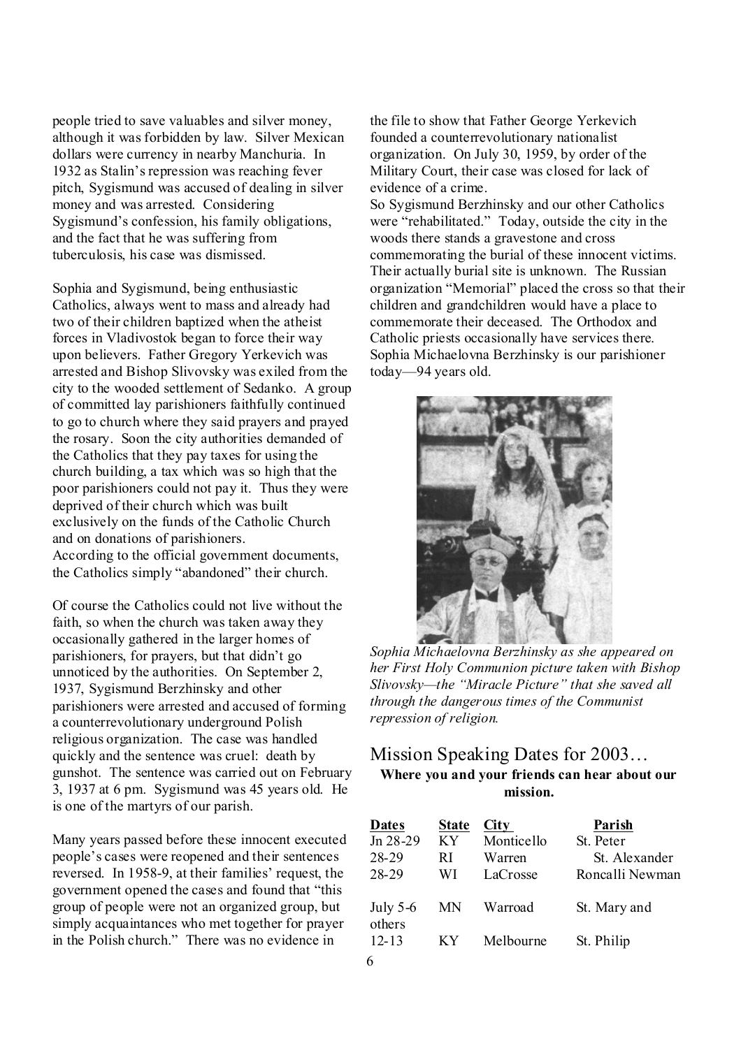people tried to save valuables and silver money, although it was forbidden by law. Silver Mexican dollars were currency in nearby Manchuria. In 1932 as Stalin's repression was reaching fever pitch, Sygismund was accused of dealing in silver money and was arrested. Considering Sygismund's confession, his family obligations, and the fact that he was suffering from tuberculosis, his case was dismissed.

Sophia and Sygismund, being enthusiastic Catholics, always went to mass and already had two of their children baptized when the atheist forces in Vladivostok began to force their way upon believers. Father Gregory Yerkevich was arrested and Bishop Slivovsky was exiled from the city to the wooded settlement of Sedanko. A group of committed lay parishioners faithfully continued to go to church where they said prayers and prayed the rosary. Soon the city authorities demanded of the Catholics that they pay taxes for using the church building, a tax which was so high that the poor parishioners could not pay it. Thus they were deprived of their church which was built exclusively on the funds of the Catholic Church and on donations of parishioners.
According to the official government documents, the Catholics simply "abandoned" their church.

Of course the Catholics could not live without the faith, so when the church was taken away they occasionally gathered in the larger homes of parishioners, for prayers, but that didn't go unnoticed by the authorities. On September 2, 1937, Sygismund Berzhinsky and other parishioners were arrested and accused of forming a counterrevolutionary underground Polish religious organization. The case was handled quickly and the sentence was cruel: death by gunshot. The sentence was carried out on February 3, 1937 at 6 pm. Sygismund was 45 years old. He is one of the martyrs of our parish.

Many years passed before these innocent executed people's cases were reopened and their sentences reversed. In 1958-9, at their families' request, the government opened the cases and found that "this group of people were not an organized group, but simply acquaintances who met together for prayer in the Polish church." There was no evidence in the file to show that Father George Yerkevich founded a counterrevolutionary nationalist organization. On July 30, 1959, by order of the Military Court, their case was closed for lack of evidence of a crime.
So Sygismund Berzhinsky and our other Catholics were "rehabilitated." Today, outside the city in the woods there stands a gravestone and cross commemorating the burial of these innocent victims. Their actually burial site is unknown. The Russian organization "Memorial" placed the cross so that their children and grandchildren would have a place to commemorate their deceased. The Orthodox and Catholic priests occasionally have services there. Sophia Michaelovna Berzhinsky is our parishioner today—94 years old.

*Sophia Michaelovna Berzhinsky as she appeared on her First Holy Communion picture taken with Bishop Slivovsky—the "Miracle Picture" that she saved all through the dangerous times of the Communist repression of religion.*

## Mission Speaking Dates for 2003…

**Where you and your friends can hear about our mission.**

| Dates | State | City | Parish |
|---|---|---|---|
| Jn 28-29 | KY | Monticello | St. Peter |
| 28-29 | RI | Warren | St. Alexander |
| 28-29 | WI | LaCrosse | Roncalli Newman |
| July 5-6 others | MN | Warroad | St. Mary and |
| 12-13 | KY | Melbourne | St. Philip |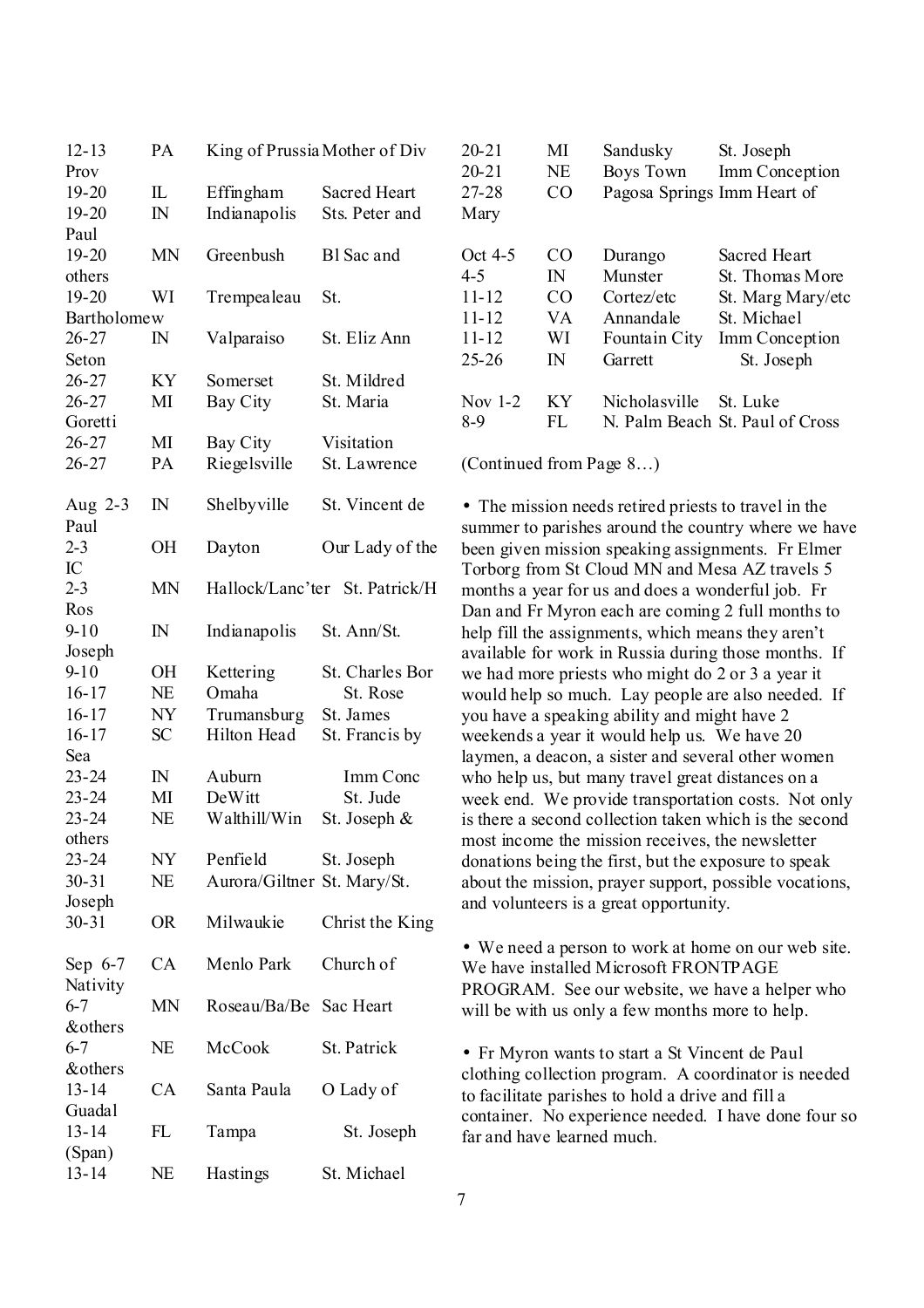| Date | State | City | Parish |
|---|---|---|---|
| 12-13 | PA | King of Prussia | Mother of Div Prov |
| 19-20 | IL | Effingham | Sacred Heart |
| 19-20 | IN | Indianapolis | Sts. Peter and Paul |
| 19-20 | MN | Greenbush | Bl Sac and others |
| 19-20 | WI | Trempealeau | St. Bartholomew |
| 26-27 | IN | Valparaiso | St. Eliz Ann Seton |
| 26-27 | KY | Somerset | St. Mildred |
| 26-27 | MI | Bay City | St. Maria Goretti |
| 26-27 | MI | Bay City | Visitation |
| 26-27 | PA | Riegelsville | St. Lawrence |
| Aug 2-3 | IN | Shelbyville | St. Vincent de Paul |
| 2-3 | OH | Dayton | Our Lady of the IC |
| 2-3 | MN | Hallock/Lanc'ter | St. Patrick/H Ros |
| 9-10 | IN | Indianapolis | St. Ann/St. Joseph |
| 9-10 | OH | Kettering | St. Charles Bor |
| 16-17 | NE | Omaha | St. Rose |
| 16-17 | NY | Trumansburg | St. James |
| 16-17 | SC | Hilton Head | St. Francis by Sea |
| 23-24 | IN | Auburn | Imm Conc |
| 23-24 | MI | DeWitt | St. Jude |
| 23-24 | NE | Walthill/Win | St. Joseph & others |
| 23-24 | NY | Penfield | St. Joseph |
| 30-31 | NE | Aurora/Giltner | St. Mary/St. Joseph |
| 30-31 | OR | Milwaukie | Christ the King |
| Sep 6-7 | CA | Menlo Park | Church of Nativity |
| 6-7 | MN | Roseau/Ba/Be | Sac Heart &others |
| 6-7 | NE | McCook | St. Patrick &others |
| 13-14 | CA | Santa Paula | O Lady of Guadal |
| 13-14 | FL | Tampa | St. Joseph (Span) |
| 13-14 | NE | Hastings | St. Michael |
| 20-21 | MI | Sandusky | St. Joseph |
| 20-21 | NE | Boys Town | Imm Conception |
| 27-28 | CO | Pagosa Springs | Imm Heart of Mary |
| Oct 4-5 | CO | Durango | Sacred Heart |
| 4-5 | IN | Munster | St. Thomas More |
| 11-12 | CO | Cortez/etc | St. Marg Mary/etc |
| 11-12 | VA | Annandale | St. Michael |
| 11-12 | WI | Fountain City | Imm Conception |
| 25-26 | IN | Garrett | St. Joseph |
| Nov 1-2 | KY | Nicholasville | St. Luke |
| 8-9 | FL | N. Palm Beach | St. Paul of Cross |

(Continued from Page 8…)

• The mission needs retired priests to travel in the summer to parishes around the country where we have been given mission speaking assignments. Fr Elmer Torborg from St Cloud MN and Mesa AZ travels 5 months a year for us and does a wonderful job. Fr Dan and Fr Myron each are coming 2 full months to help fill the assignments, which means they aren't available for work in Russia during those months. If we had more priests who might do 2 or 3 a year it would help so much. Lay people are also needed. If you have a speaking ability and might have 2 weekends a year it would help us. We have 20 laymen, a deacon, a sister and several other women who help us, but many travel great distances on a week end. We provide transportation costs. Not only is there a second collection taken which is the second most income the mission receives, the newsletter donations being the first, but the exposure to speak about the mission, prayer support, possible vocations, and volunteers is a great opportunity.

• We need a person to work at home on our web site. We have installed Microsoft FRONTPAGE PROGRAM. See our website, we have a helper who will be with us only a few months more to help.

• Fr Myron wants to start a St Vincent de Paul clothing collection program. A coordinator is needed to facilitate parishes to hold a drive and fill a container. No experience needed. I have done four so far and have learned much.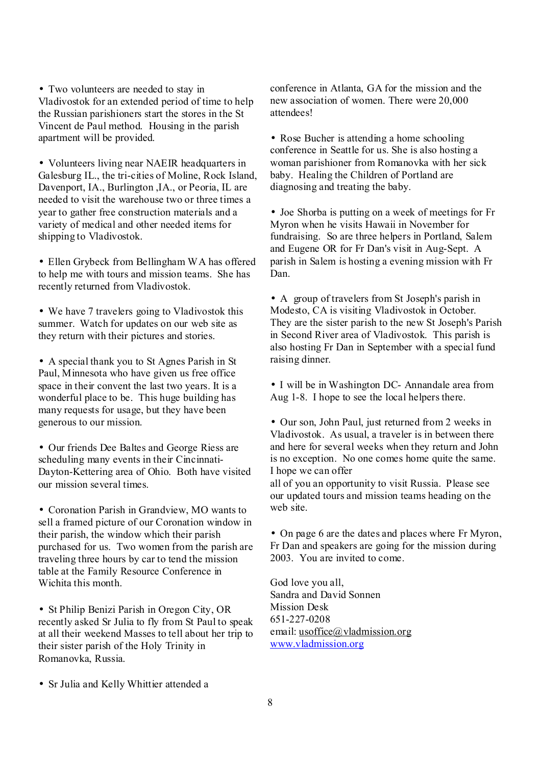- Two volunteers are needed to stay in Vladivostok for an extended period of time to help the Russian parishioners start the stores in the St Vincent de Paul method. Housing in the parish apartment will be provided.

- Volunteers living near NAEIR headquarters in Galesburg IL., the tri-cities of Moline, Rock Island, Davenport, IA., Burlington ,IA., or Peoria, IL are needed to visit the warehouse two or three times a year to gather free construction materials and a variety of medical and other needed items for shipping to Vladivostok.

- Ellen Grybeck from Bellingham WA has offered to help me with tours and mission teams. She has recently returned from Vladivostok.

- We have 7 travelers going to Vladivostok this summer. Watch for updates on our web site as they return with their pictures and stories.

- A special thank you to St Agnes Parish in St Paul, Minnesota who have given us free office space in their convent the last two years. It is a wonderful place to be. This huge building has many requests for usage, but they have been generous to our mission.

- Our friends Dee Baltes and George Riess are scheduling many events in their Cincinnati-Dayton-Kettering area of Ohio. Both have visited our mission several times.

- Coronation Parish in Grandview, MO wants to sell a framed picture of our Coronation window in their parish, the window which their parish purchased for us. Two women from the parish are traveling three hours by car to tend the mission table at the Family Resource Conference in Wichita this month.

- St Philip Benizi Parish in Oregon City, OR recently asked Sr Julia to fly from St Paul to speak at all their weekend Masses to tell about her trip to their sister parish of the Holy Trinity in Romanovka, Russia.

- Sr Julia and Kelly Whittier attended a conference in Atlanta, GA for the mission and the new association of women. There were 20,000 attendees!

- Rose Bucher is attending a home schooling conference in Seattle for us. She is also hosting a woman parishioner from Romanovka with her sick baby. Healing the Children of Portland are diagnosing and treating the baby.

- Joe Shorba is putting on a week of meetings for Fr Myron when he visits Hawaii in November for fundraising. So are three helpers in Portland, Salem and Eugene OR for Fr Dan's visit in Aug-Sept. A parish in Salem is hosting a evening mission with Fr Dan.

- A group of travelers from St Joseph's parish in Modesto, CA is visiting Vladivostok in October. They are the sister parish to the new St Joseph's Parish in Second River area of Vladivostok. This parish is also hosting Fr Dan in September with a special fund raising dinner.

- I will be in Washington DC- Annandale area from Aug 1-8. I hope to see the local helpers there.

- Our son, John Paul, just returned from 2 weeks in Vladivostok. As usual, a traveler is in between there and here for several weeks when they return and John is no exception. No one comes home quite the same. I hope we can offer all of you an opportunity to visit Russia. Please see our updated tours and mission teams heading on the web site.

- On page 6 are the dates and places where Fr Myron, Fr Dan and speakers are going for the mission during 2003. You are invited to come.

God love you all,
Sandra and David Sonnen
Mission Desk
651-227-0208
email: usoffice@vladmission.org
www.vladmission.org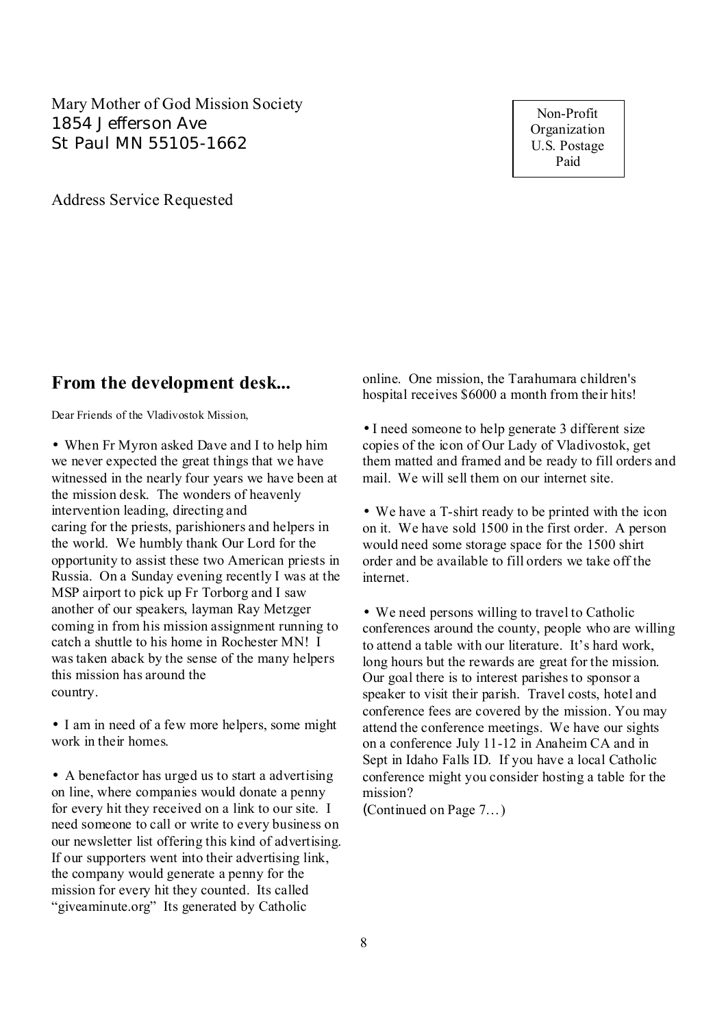Mary Mother of God Mission Society
1854 Jefferson Ave
St Paul MN 55105-1662

Non-Profit Organization
U.S. Postage
Paid

Address Service Requested

## From the development desk...

Dear Friends of the Vladivostok Mission,

• When Fr Myron asked Dave and I to help him we never expected the great things that we have witnessed in the nearly four years we have been at the mission desk. The wonders of heavenly intervention leading, directing and caring for the priests, parishioners and helpers in the world. We humbly thank Our Lord for the opportunity to assist these two American priests in Russia. On a Sunday evening recently I was at the MSP airport to pick up Fr Torborg and I saw another of our speakers, layman Ray Metzger coming in from his mission assignment running to catch a shuttle to his home in Rochester MN! I was taken aback by the sense of the many helpers this mission has around the country.

• I am in need of a few more helpers, some might work in their homes.

• A benefactor has urged us to start a advertising on line, where companies would donate a penny for every hit they received on a link to our site. I need someone to call or write to every business on our newsletter list offering this kind of advertising. If our supporters went into their advertising link, the company would generate a penny for the mission for every hit they counted. Its called "giveaminute.org" Its generated by Catholic online. One mission, the Tarahumara children's hospital receives $6000 a month from their hits!

• I need someone to help generate 3 different size copies of the icon of Our Lady of Vladivostok, get them matted and framed and be ready to fill orders and mail. We will sell them on our internet site.

• We have a T-shirt ready to be printed with the icon on it. We have sold 1500 in the first order. A person would need some storage space for the 1500 shirt order and be available to fill orders we take off the internet.

• We need persons willing to travel to Catholic conferences around the county, people who are willing to attend a table with our literature. It's hard work, long hours but the rewards are great for the mission. Our goal there is to interest parishes to sponsor a speaker to visit their parish. Travel costs, hotel and conference fees are covered by the mission. You may attend the conference meetings. We have our sights on a conference July 11-12 in Anaheim CA and in Sept in Idaho Falls ID. If you have a local Catholic conference might you consider hosting a table for the mission?

(Continued on Page 7…)